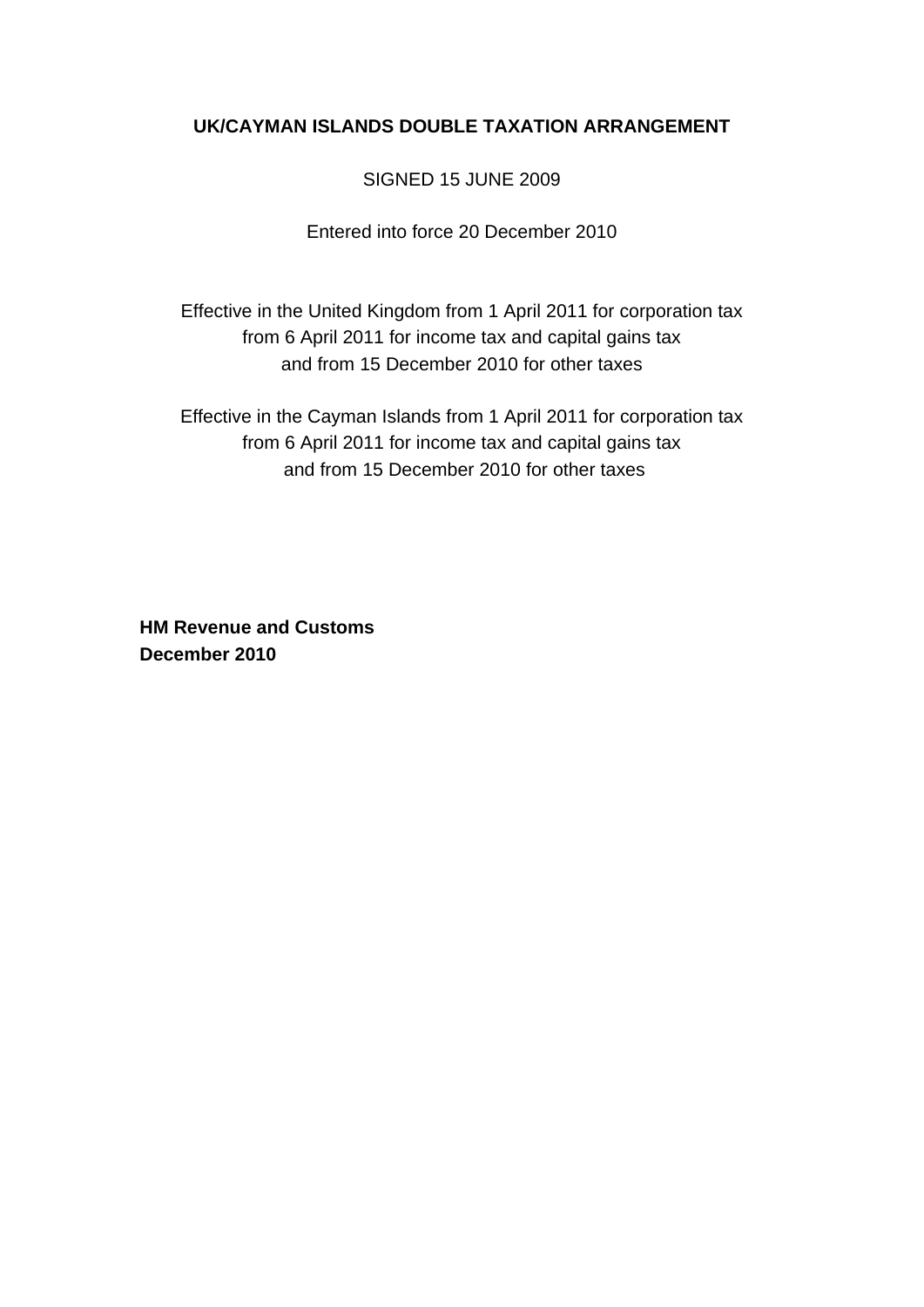# UK/CAYMAN ISLANDS DOUBLE TAXATION ARRANGEMENT

SIGNED 15 JUNE 2009

Entered into force 20 December 2010

Effective in the United Kingdom from 1 April 2011 for corporation tax
from 6 April 2011 for income tax and capital gains tax
and from 15 December 2010 for other taxes

Effective in the Cayman Islands from 1 April 2011 for corporation tax
from 6 April 2011 for income tax and capital gains tax
and from 15 December 2010 for other taxes

**HM Revenue and Customs**
**December 2010**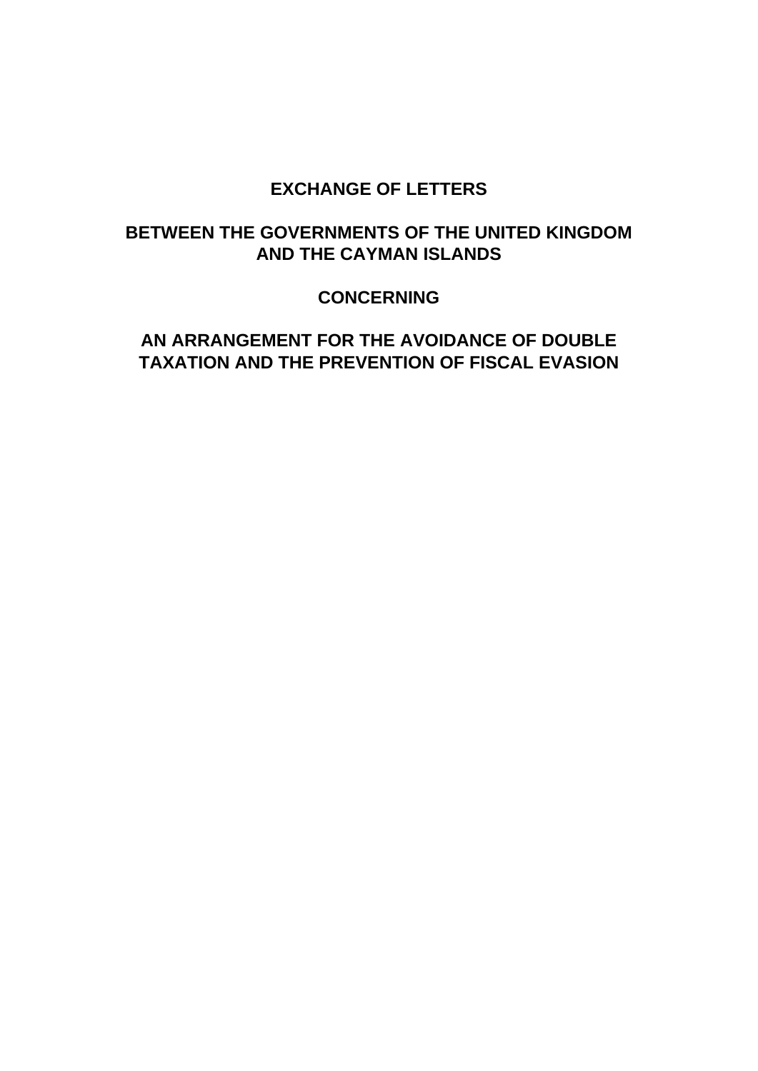# EXCHANGE OF LETTERS

# BETWEEN THE GOVERNMENTS OF THE UNITED KINGDOM AND THE CAYMAN ISLANDS

# CONCERNING

# AN ARRANGEMENT FOR THE AVOIDANCE OF DOUBLE TAXATION AND THE PREVENTION OF FISCAL EVASION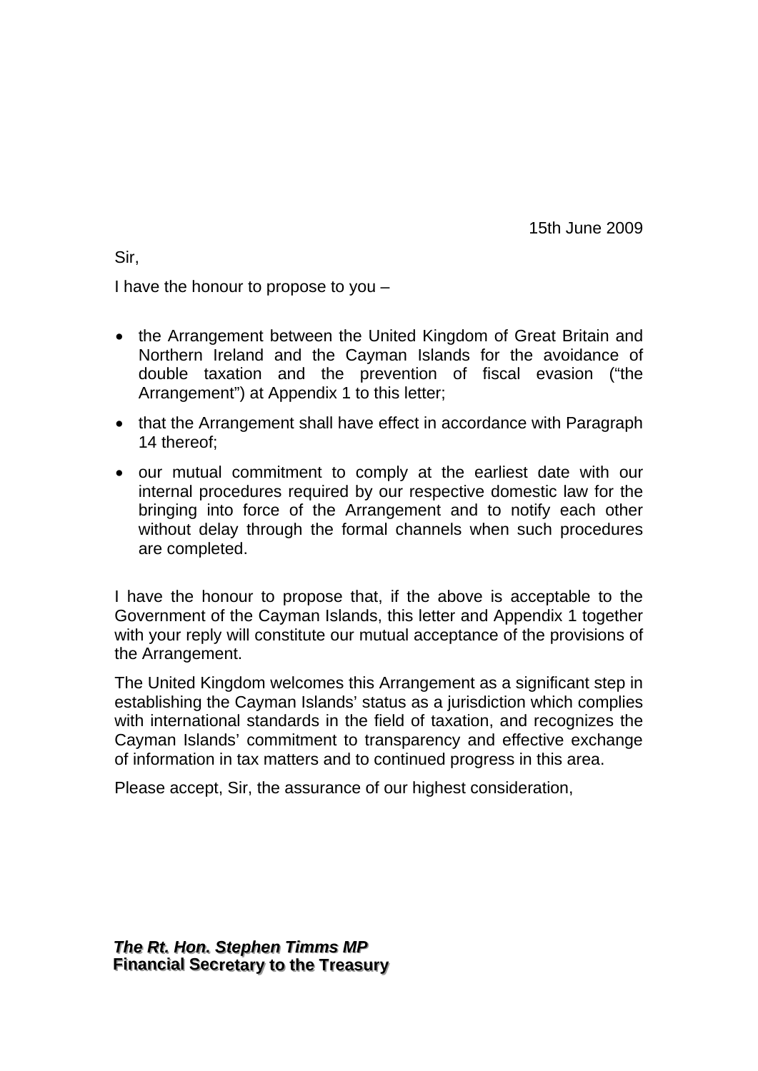15th June 2009

Sir,

I have the honour to propose to you –

- the Arrangement between the United Kingdom of Great Britain and Northern Ireland and the Cayman Islands for the avoidance of double taxation and the prevention of fiscal evasion ("the Arrangement") at Appendix 1 to this letter;
- that the Arrangement shall have effect in accordance with Paragraph 14 thereof;
- our mutual commitment to comply at the earliest date with our internal procedures required by our respective domestic law for the bringing into force of the Arrangement and to notify each other without delay through the formal channels when such procedures are completed.

I have the honour to propose that, if the above is acceptable to the Government of the Cayman Islands, this letter and Appendix 1 together with your reply will constitute our mutual acceptance of the provisions of the Arrangement.

The United Kingdom welcomes this Arrangement as a significant step in establishing the Cayman Islands' status as a jurisdiction which complies with international standards in the field of taxation, and recognizes the Cayman Islands' commitment to transparency and effective exchange of information in tax matters and to continued progress in this area.

Please accept, Sir, the assurance of our highest consideration,

***The Rt. Hon. Stephen Timms MP***
**Financial Secretary to the Treasury**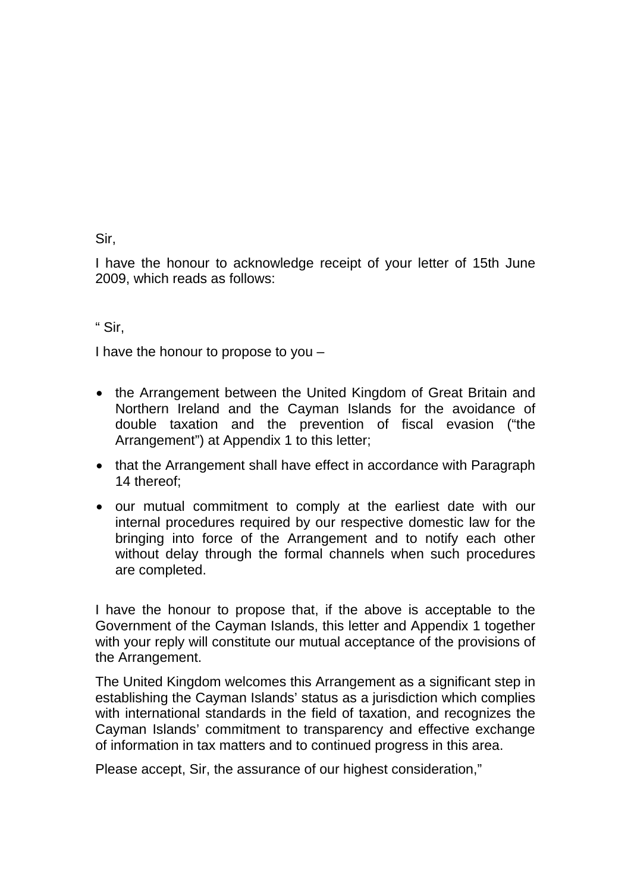Sir,

I have the honour to acknowledge receipt of your letter of 15th June 2009, which reads as follows:

" Sir,

I have the honour to propose to you –

- the Arrangement between the United Kingdom of Great Britain and Northern Ireland and the Cayman Islands for the avoidance of double taxation and the prevention of fiscal evasion ("the Arrangement") at Appendix 1 to this letter;
- that the Arrangement shall have effect in accordance with Paragraph 14 thereof;
- our mutual commitment to comply at the earliest date with our internal procedures required by our respective domestic law for the bringing into force of the Arrangement and to notify each other without delay through the formal channels when such procedures are completed.

I have the honour to propose that, if the above is acceptable to the Government of the Cayman Islands, this letter and Appendix 1 together with your reply will constitute our mutual acceptance of the provisions of the Arrangement.

The United Kingdom welcomes this Arrangement as a significant step in establishing the Cayman Islands' status as a jurisdiction which complies with international standards in the field of taxation, and recognizes the Cayman Islands' commitment to transparency and effective exchange of information in tax matters and to continued progress in this area.

Please accept, Sir, the assurance of our highest consideration,"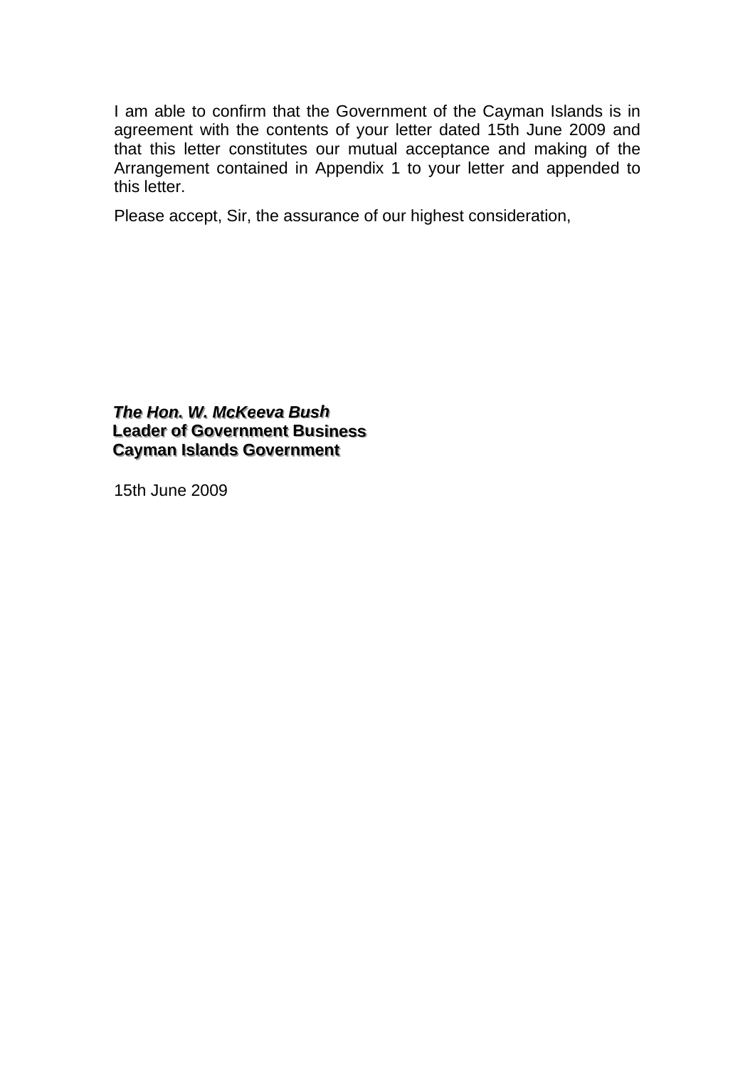I am able to confirm that the Government of the Cayman Islands is in agreement with the contents of your letter dated 15th June 2009 and that this letter constitutes our mutual acceptance and making of the Arrangement contained in Appendix 1 to your letter and appended to this letter.

Please accept, Sir, the assurance of our highest consideration,

***The Hon. W. McKeeva Bush***
**Leader of Government Business**
**Cayman Islands Government**

15th June 2009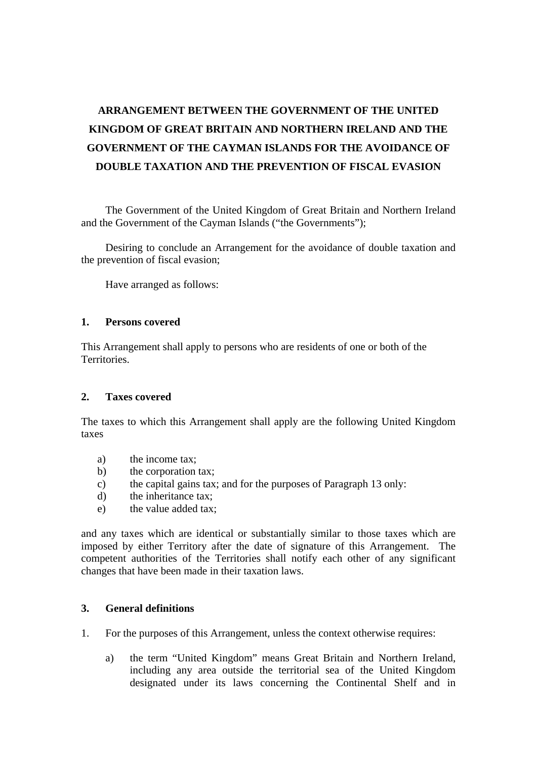# ARRANGEMENT BETWEEN THE GOVERNMENT OF THE UNITED KINGDOM OF GREAT BRITAIN AND NORTHERN IRELAND AND THE GOVERNMENT OF THE CAYMAN ISLANDS FOR THE AVOIDANCE OF DOUBLE TAXATION AND THE PREVENTION OF FISCAL EVASION

The Government of the United Kingdom of Great Britain and Northern Ireland and the Government of the Cayman Islands ("the Governments");

Desiring to conclude an Arrangement for the avoidance of double taxation and the prevention of fiscal evasion;

Have arranged as follows:

## 1. Persons covered

This Arrangement shall apply to persons who are residents of one or both of the Territories.

## 2. Taxes covered

The taxes to which this Arrangement shall apply are the following United Kingdom taxes

a) the income tax;
b) the corporation tax;
c) the capital gains tax; and for the purposes of Paragraph 13 only:
d) the inheritance tax;
e) the value added tax;

and any taxes which are identical or substantially similar to those taxes which are imposed by either Territory after the date of signature of this Arrangement. The competent authorities of the Territories shall notify each other of any significant changes that have been made in their taxation laws.

## 3. General definitions

1. For the purposes of this Arrangement, unless the context otherwise requires:

   a) the term "United Kingdom" means Great Britain and Northern Ireland, including any area outside the territorial sea of the United Kingdom designated under its laws concerning the Continental Shelf and in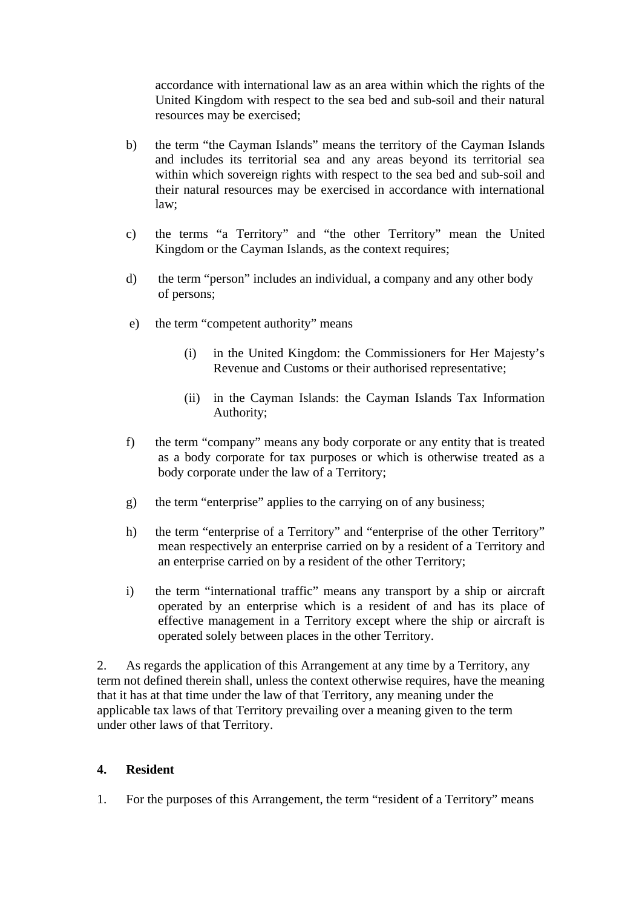accordance with international law as an area within which the rights of the United Kingdom with respect to the sea bed and sub-soil and their natural resources may be exercised;

b) the term "the Cayman Islands" means the territory of the Cayman Islands and includes its territorial sea and any areas beyond its territorial sea within which sovereign rights with respect to the sea bed and sub-soil and their natural resources may be exercised in accordance with international law;

c) the terms "a Territory" and "the other Territory" mean the United Kingdom or the Cayman Islands, as the context requires;

d) the term "person" includes an individual, a company and any other body of persons;

e) the term "competent authority" means

   (i) in the United Kingdom: the Commissioners for Her Majesty's Revenue and Customs or their authorised representative;

   (ii) in the Cayman Islands: the Cayman Islands Tax Information Authority;

f) the term "company" means any body corporate or any entity that is treated as a body corporate for tax purposes or which is otherwise treated as a body corporate under the law of a Territory;

g) the term "enterprise" applies to the carrying on of any business;

h) the term "enterprise of a Territory" and "enterprise of the other Territory" mean respectively an enterprise carried on by a resident of a Territory and an enterprise carried on by a resident of the other Territory;

i) the term "international traffic" means any transport by a ship or aircraft operated by an enterprise which is a resident of and has its place of effective management in a Territory except where the ship or aircraft is operated solely between places in the other Territory.

2. As regards the application of this Arrangement at any time by a Territory, any term not defined therein shall, unless the context otherwise requires, have the meaning that it has at that time under the law of that Territory, any meaning under the applicable tax laws of that Territory prevailing over a meaning given to the term under other laws of that Territory.

## 4. Resident

1. For the purposes of this Arrangement, the term "resident of a Territory" means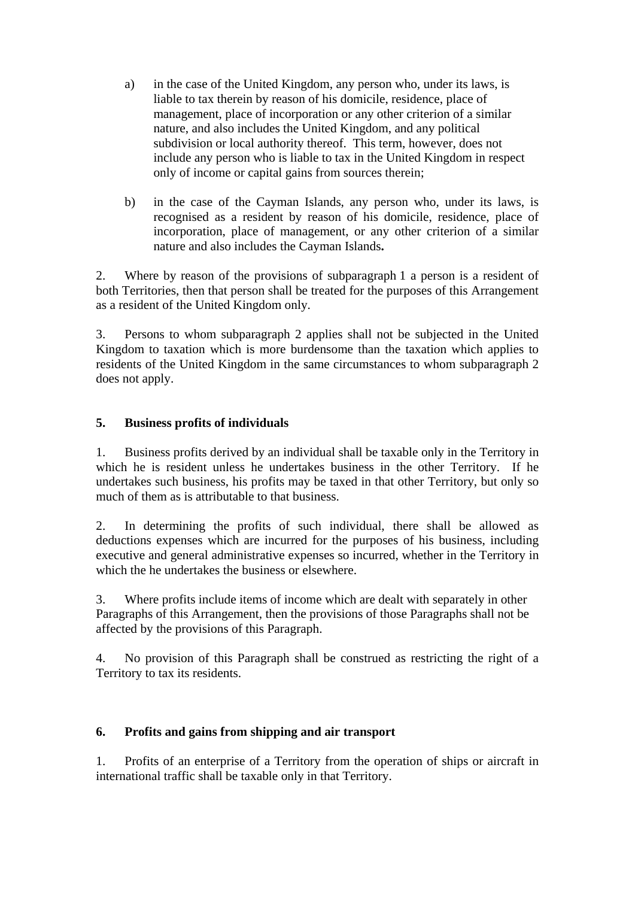a) in the case of the United Kingdom, any person who, under its laws, is liable to tax therein by reason of his domicile, residence, place of management, place of incorporation or any other criterion of a similar nature, and also includes the United Kingdom, and any political subdivision or local authority thereof. This term, however, does not include any person who is liable to tax in the United Kingdom in respect only of income or capital gains from sources therein;

b) in the case of the Cayman Islands, any person who, under its laws, is recognised as a resident by reason of his domicile, residence, place of incorporation, place of management, or any other criterion of a similar nature and also includes the Cayman Islands**.**

2. Where by reason of the provisions of subparagraph 1 a person is a resident of both Territories, then that person shall be treated for the purposes of this Arrangement as a resident of the United Kingdom only.

3. Persons to whom subparagraph 2 applies shall not be subjected in the United Kingdom to taxation which is more burdensome than the taxation which applies to residents of the United Kingdom in the same circumstances to whom subparagraph 2 does not apply.

### 5. Business profits of individuals

1. Business profits derived by an individual shall be taxable only in the Territory in which he is resident unless he undertakes business in the other Territory. If he undertakes such business, his profits may be taxed in that other Territory, but only so much of them as is attributable to that business.

2. In determining the profits of such individual, there shall be allowed as deductions expenses which are incurred for the purposes of his business, including executive and general administrative expenses so incurred, whether in the Territory in which the he undertakes the business or elsewhere.

3. Where profits include items of income which are dealt with separately in other Paragraphs of this Arrangement, then the provisions of those Paragraphs shall not be affected by the provisions of this Paragraph.

4. No provision of this Paragraph shall be construed as restricting the right of a Territory to tax its residents.

### 6. Profits and gains from shipping and air transport

1. Profits of an enterprise of a Territory from the operation of ships or aircraft in international traffic shall be taxable only in that Territory.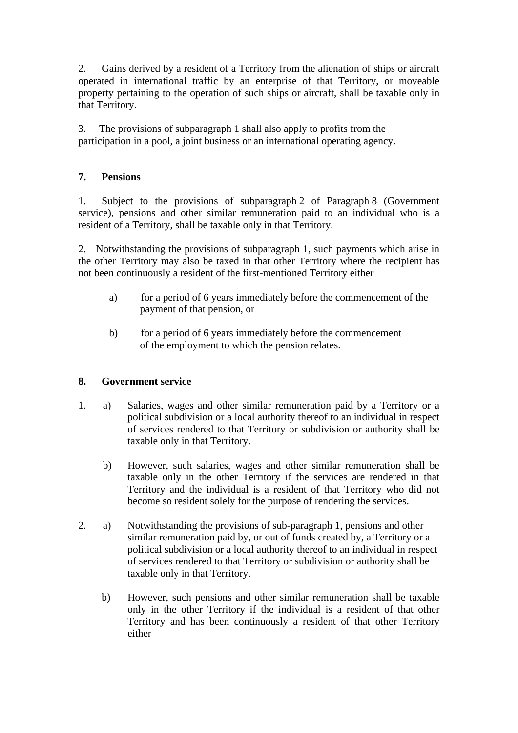2. Gains derived by a resident of a Territory from the alienation of ships or aircraft operated in international traffic by an enterprise of that Territory, or moveable property pertaining to the operation of such ships or aircraft, shall be taxable only in that Territory.

3. The provisions of subparagraph 1 shall also apply to profits from the participation in a pool, a joint business or an international operating agency.

## 7. Pensions

1. Subject to the provisions of subparagraph 2 of Paragraph 8 (Government service), pensions and other similar remuneration paid to an individual who is a resident of a Territory, shall be taxable only in that Territory.

2. Notwithstanding the provisions of subparagraph 1, such payments which arise in the other Territory may also be taxed in that other Territory where the recipient has not been continuously a resident of the first-mentioned Territory either

   a) for a period of 6 years immediately before the commencement of the payment of that pension, or

   b) for a period of 6 years immediately before the commencement of the employment to which the pension relates.

## 8. Government service

1. a) Salaries, wages and other similar remuneration paid by a Territory or a political subdivision or a local authority thereof to an individual in respect of services rendered to that Territory or subdivision or authority shall be taxable only in that Territory.

   b) However, such salaries, wages and other similar remuneration shall be taxable only in the other Territory if the services are rendered in that Territory and the individual is a resident of that Territory who did not become so resident solely for the purpose of rendering the services.

2. a) Notwithstanding the provisions of sub-paragraph 1, pensions and other similar remuneration paid by, or out of funds created by, a Territory or a political subdivision or a local authority thereof to an individual in respect of services rendered to that Territory or subdivision or authority shall be taxable only in that Territory.

   b) However, such pensions and other similar remuneration shall be taxable only in the other Territory if the individual is a resident of that other Territory and has been continuously a resident of that other Territory either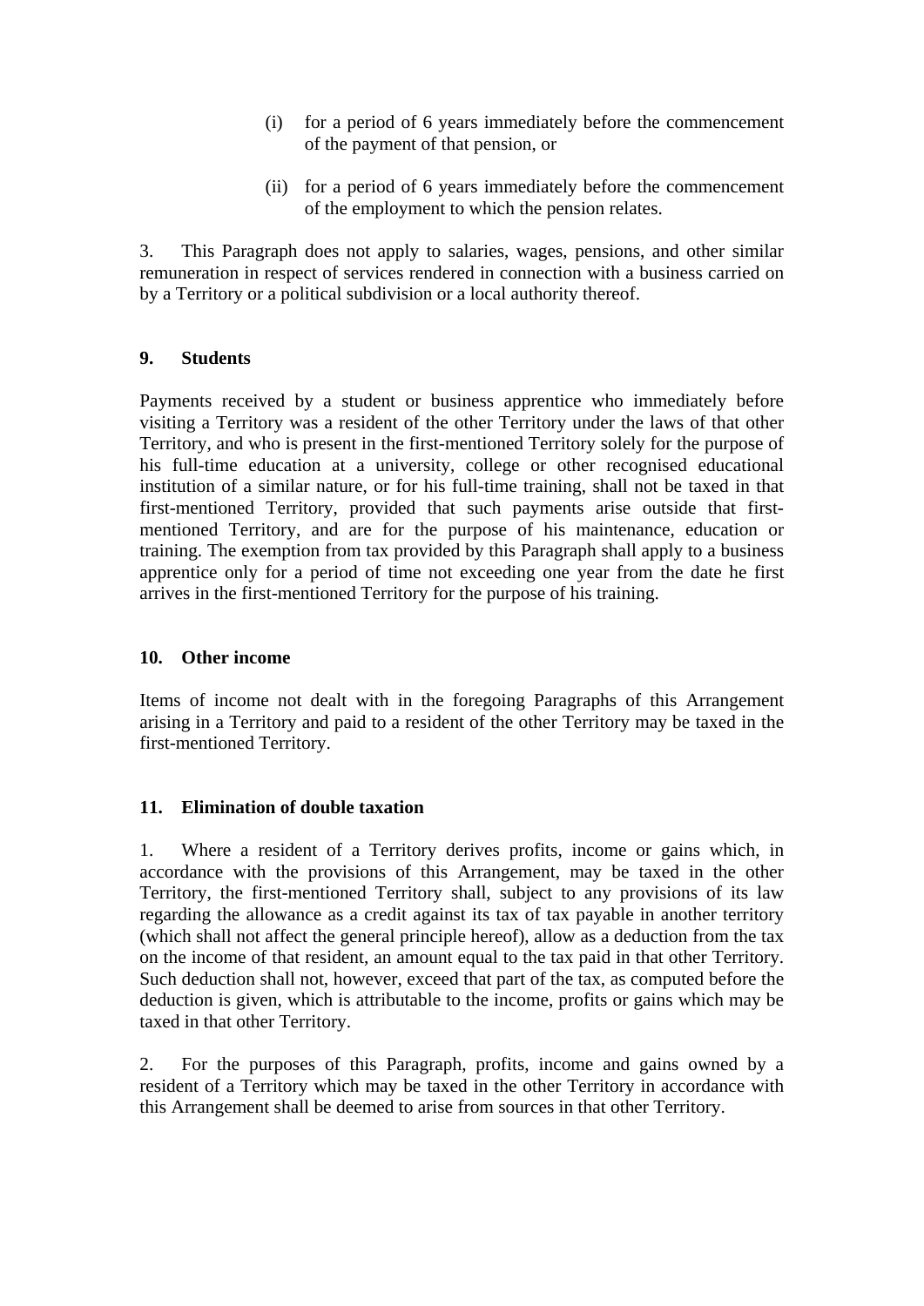(i) for a period of 6 years immediately before the commencement of the payment of that pension, or

(ii) for a period of 6 years immediately before the commencement of the employment to which the pension relates.

3. This Paragraph does not apply to salaries, wages, pensions, and other similar remuneration in respect of services rendered in connection with a business carried on by a Territory or a political subdivision or a local authority thereof.

## 9. Students

Payments received by a student or business apprentice who immediately before visiting a Territory was a resident of the other Territory under the laws of that other Territory, and who is present in the first-mentioned Territory solely for the purpose of his full-time education at a university, college or other recognised educational institution of a similar nature, or for his full-time training, shall not be taxed in that first-mentioned Territory, provided that such payments arise outside that first-mentioned Territory, and are for the purpose of his maintenance, education or training. The exemption from tax provided by this Paragraph shall apply to a business apprentice only for a period of time not exceeding one year from the date he first arrives in the first-mentioned Territory for the purpose of his training.

## 10. Other income

Items of income not dealt with in the foregoing Paragraphs of this Arrangement arising in a Territory and paid to a resident of the other Territory may be taxed in the first-mentioned Territory.

## 11. Elimination of double taxation

1. Where a resident of a Territory derives profits, income or gains which, in accordance with the provisions of this Arrangement, may be taxed in the other Territory, the first-mentioned Territory shall, subject to any provisions of its law regarding the allowance as a credit against its tax of tax payable in another territory (which shall not affect the general principle hereof), allow as a deduction from the tax on the income of that resident, an amount equal to the tax paid in that other Territory. Such deduction shall not, however, exceed that part of the tax, as computed before the deduction is given, which is attributable to the income, profits or gains which may be taxed in that other Territory.

2. For the purposes of this Paragraph, profits, income and gains owned by a resident of a Territory which may be taxed in the other Territory in accordance with this Arrangement shall be deemed to arise from sources in that other Territory.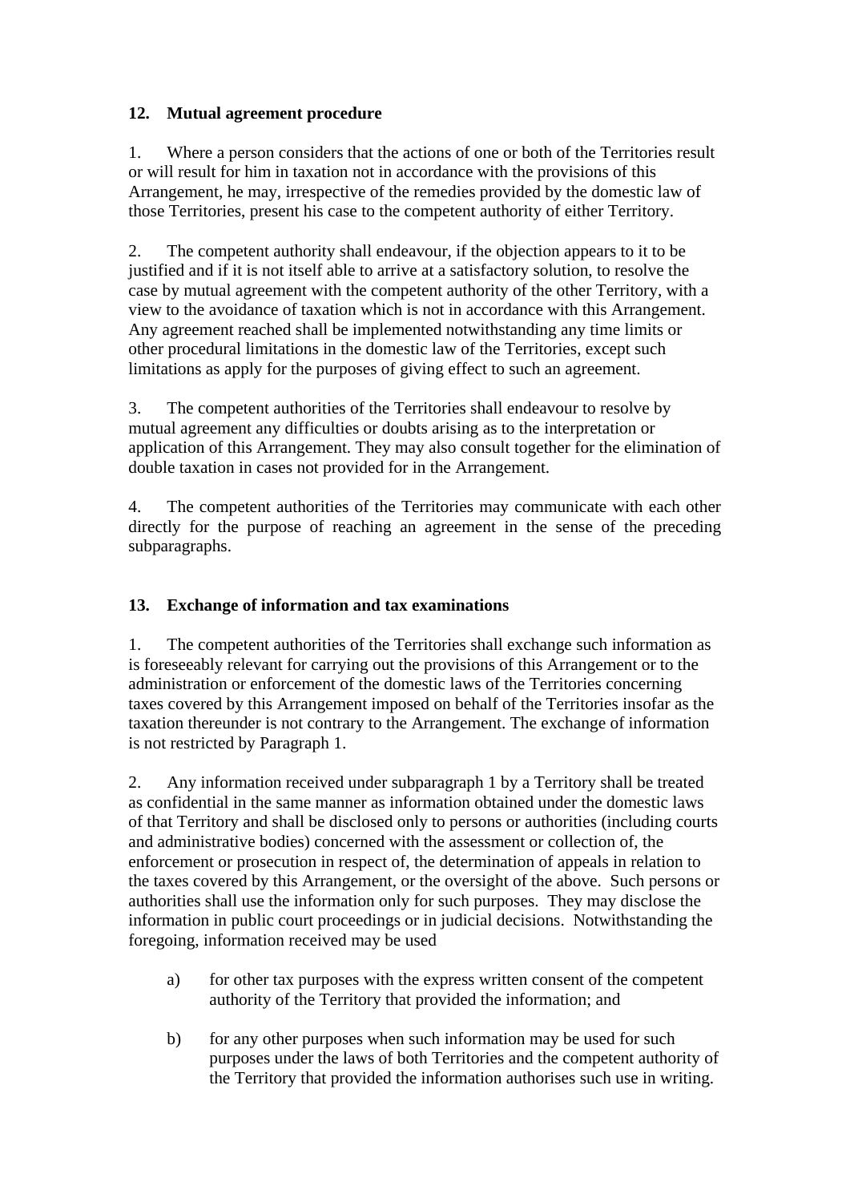## 12. Mutual agreement procedure

1. Where a person considers that the actions of one or both of the Territories result or will result for him in taxation not in accordance with the provisions of this Arrangement, he may, irrespective of the remedies provided by the domestic law of those Territories, present his case to the competent authority of either Territory.

2. The competent authority shall endeavour, if the objection appears to it to be justified and if it is not itself able to arrive at a satisfactory solution, to resolve the case by mutual agreement with the competent authority of the other Territory, with a view to the avoidance of taxation which is not in accordance with this Arrangement. Any agreement reached shall be implemented notwithstanding any time limits or other procedural limitations in the domestic law of the Territories, except such limitations as apply for the purposes of giving effect to such an agreement.

3. The competent authorities of the Territories shall endeavour to resolve by mutual agreement any difficulties or doubts arising as to the interpretation or application of this Arrangement. They may also consult together for the elimination of double taxation in cases not provided for in the Arrangement.

4. The competent authorities of the Territories may communicate with each other directly for the purpose of reaching an agreement in the sense of the preceding subparagraphs.

## 13. Exchange of information and tax examinations

1. The competent authorities of the Territories shall exchange such information as is foreseeably relevant for carrying out the provisions of this Arrangement or to the administration or enforcement of the domestic laws of the Territories concerning taxes covered by this Arrangement imposed on behalf of the Territories insofar as the taxation thereunder is not contrary to the Arrangement. The exchange of information is not restricted by Paragraph 1.

2. Any information received under subparagraph 1 by a Territory shall be treated as confidential in the same manner as information obtained under the domestic laws of that Territory and shall be disclosed only to persons or authorities (including courts and administrative bodies) concerned with the assessment or collection of, the enforcement or prosecution in respect of, the determination of appeals in relation to the taxes covered by this Arrangement, or the oversight of the above. Such persons or authorities shall use the information only for such purposes. They may disclose the information in public court proceedings or in judicial decisions. Notwithstanding the foregoing, information received may be used

a) for other tax purposes with the express written consent of the competent authority of the Territory that provided the information; and

b) for any other purposes when such information may be used for such purposes under the laws of both Territories and the competent authority of the Territory that provided the information authorises such use in writing.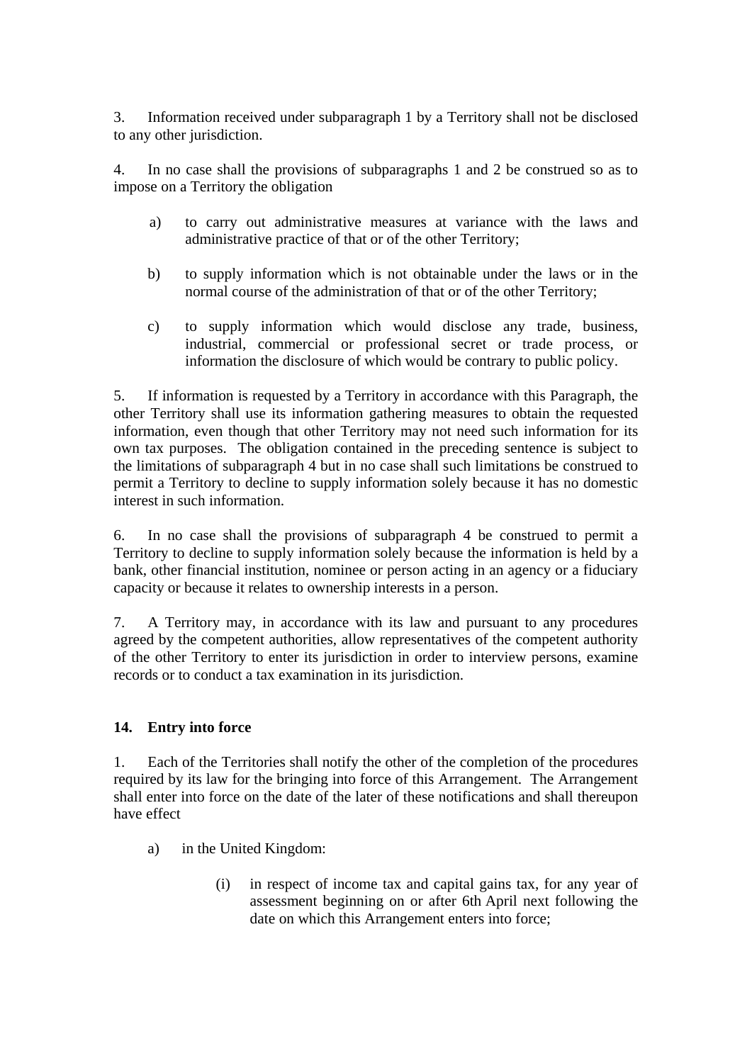3. Information received under subparagraph 1 by a Territory shall not be disclosed to any other jurisdiction.

4. In no case shall the provisions of subparagraphs 1 and 2 be construed so as to impose on a Territory the obligation

a) to carry out administrative measures at variance with the laws and administrative practice of that or of the other Territory;

b) to supply information which is not obtainable under the laws or in the normal course of the administration of that or of the other Territory;

c) to supply information which would disclose any trade, business, industrial, commercial or professional secret or trade process, or information the disclosure of which would be contrary to public policy.

5. If information is requested by a Territory in accordance with this Paragraph, the other Territory shall use its information gathering measures to obtain the requested information, even though that other Territory may not need such information for its own tax purposes. The obligation contained in the preceding sentence is subject to the limitations of subparagraph 4 but in no case shall such limitations be construed to permit a Territory to decline to supply information solely because it has no domestic interest in such information.

6. In no case shall the provisions of subparagraph 4 be construed to permit a Territory to decline to supply information solely because the information is held by a bank, other financial institution, nominee or person acting in an agency or a fiduciary capacity or because it relates to ownership interests in a person.

7. A Territory may, in accordance with its law and pursuant to any procedures agreed by the competent authorities, allow representatives of the competent authority of the other Territory to enter its jurisdiction in order to interview persons, examine records or to conduct a tax examination in its jurisdiction.

## 14. Entry into force

1. Each of the Territories shall notify the other of the completion of the procedures required by its law for the bringing into force of this Arrangement. The Arrangement shall enter into force on the date of the later of these notifications and shall thereupon have effect

a) in the United Kingdom:

(i) in respect of income tax and capital gains tax, for any year of assessment beginning on or after 6th April next following the date on which this Arrangement enters into force;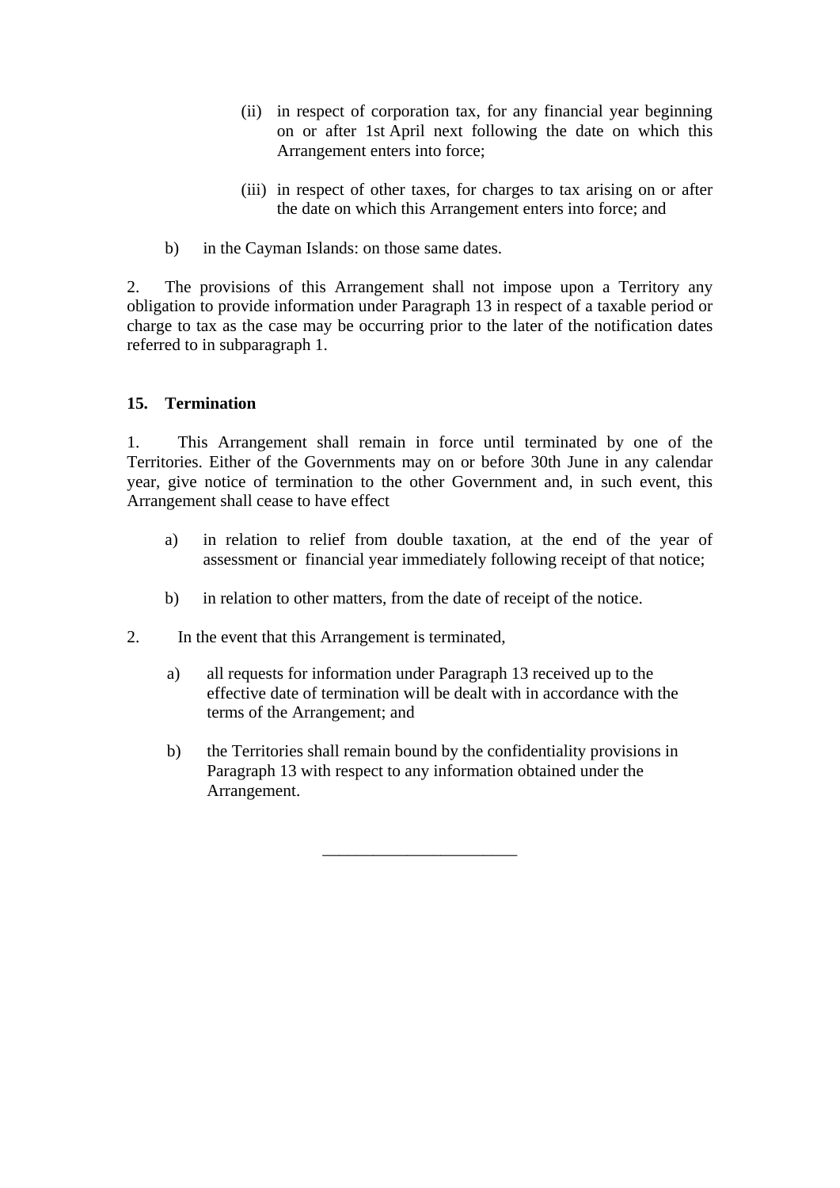(ii) in respect of corporation tax, for any financial year beginning on or after 1st April next following the date on which this Arrangement enters into force;

(iii) in respect of other taxes, for charges to tax arising on or after the date on which this Arrangement enters into force; and

b) in the Cayman Islands: on those same dates.

2. The provisions of this Arrangement shall not impose upon a Territory any obligation to provide information under Paragraph 13 in respect of a taxable period or charge to tax as the case may be occurring prior to the later of the notification dates referred to in subparagraph 1.

## 15. Termination

1. This Arrangement shall remain in force until terminated by one of the Territories. Either of the Governments may on or before 30th June in any calendar year, give notice of termination to the other Government and, in such event, this Arrangement shall cease to have effect

a) in relation to relief from double taxation, at the end of the year of assessment or financial year immediately following receipt of that notice;

b) in relation to other matters, from the date of receipt of the notice.

2. In the event that this Arrangement is terminated,

a) all requests for information under Paragraph 13 received up to the effective date of termination will be dealt with in accordance with the terms of the Arrangement; and

b) the Territories shall remain bound by the confidentiality provisions in Paragraph 13 with respect to any information obtained under the Arrangement.

\_\_\_\_\_\_\_\_\_\_\_\_\_\_\_\_\_\_\_\_\_\_\_\_